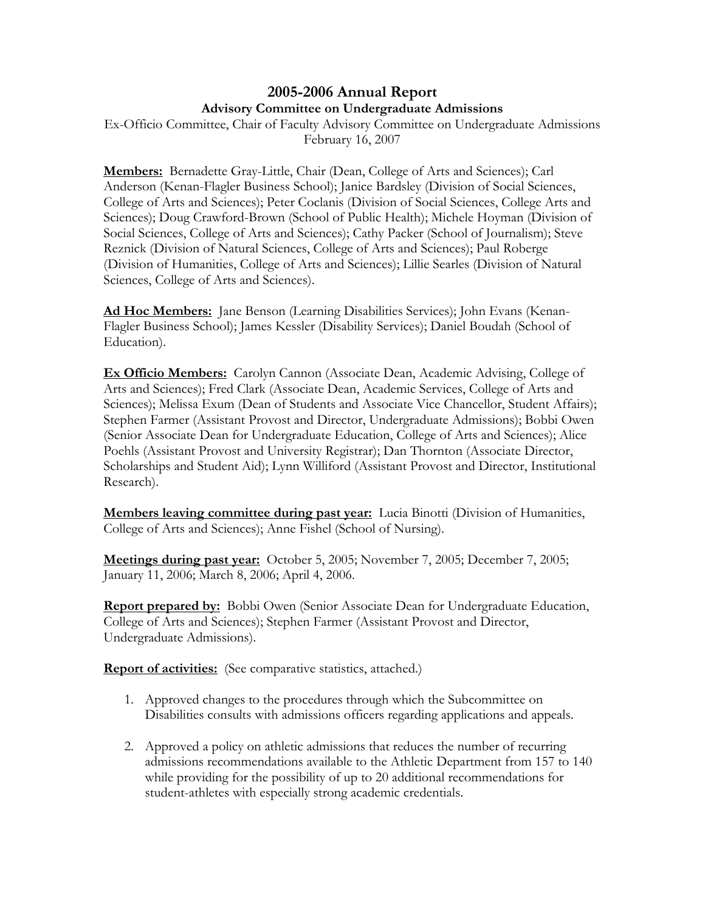# 2005-2006 Annual Report

## Advisory Committee on Undergraduate Admissions

Ex-Officio Committee, Chair of Faculty Advisory Committee on Undergraduate Admissions
February 16, 2007

**Members:** Bernadette Gray-Little, Chair (Dean, College of Arts and Sciences); Carl Anderson (Kenan-Flagler Business School); Janice Bardsley (Division of Social Sciences, College of Arts and Sciences); Peter Coclanis (Division of Social Sciences, College Arts and Sciences); Doug Crawford-Brown (School of Public Health); Michele Hoyman (Division of Social Sciences, College of Arts and Sciences); Cathy Packer (School of Journalism); Steve Reznick (Division of Natural Sciences, College of Arts and Sciences); Paul Roberge (Division of Humanities, College of Arts and Sciences); Lillie Searles (Division of Natural Sciences, College of Arts and Sciences).

**Ad Hoc Members:** Jane Benson (Learning Disabilities Services); John Evans (Kenan-Flagler Business School); James Kessler (Disability Services); Daniel Boudah (School of Education).

**Ex Officio Members:** Carolyn Cannon (Associate Dean, Academic Advising, College of Arts and Sciences); Fred Clark (Associate Dean, Academic Services, College of Arts and Sciences); Melissa Exum (Dean of Students and Associate Vice Chancellor, Student Affairs); Stephen Farmer (Assistant Provost and Director, Undergraduate Admissions); Bobbi Owen (Senior Associate Dean for Undergraduate Education, College of Arts and Sciences); Alice Poehls (Assistant Provost and University Registrar); Dan Thornton (Associate Director, Scholarships and Student Aid); Lynn Williford (Assistant Provost and Director, Institutional Research).

**Members leaving committee during past year:** Lucia Binotti (Division of Humanities, College of Arts and Sciences); Anne Fishel (School of Nursing).

**Meetings during past year:** October 5, 2005; November 7, 2005; December 7, 2005; January 11, 2006; March 8, 2006; April 4, 2006.

**Report prepared by:** Bobbi Owen (Senior Associate Dean for Undergraduate Education, College of Arts and Sciences); Stephen Farmer (Assistant Provost and Director, Undergraduate Admissions).

**Report of activities:** (See comparative statistics, attached.)

1. Approved changes to the procedures through which the Subcommittee on Disabilities consults with admissions officers regarding applications and appeals.

2. Approved a policy on athletic admissions that reduces the number of recurring admissions recommendations available to the Athletic Department from 157 to 140 while providing for the possibility of up to 20 additional recommendations for student-athletes with especially strong academic credentials.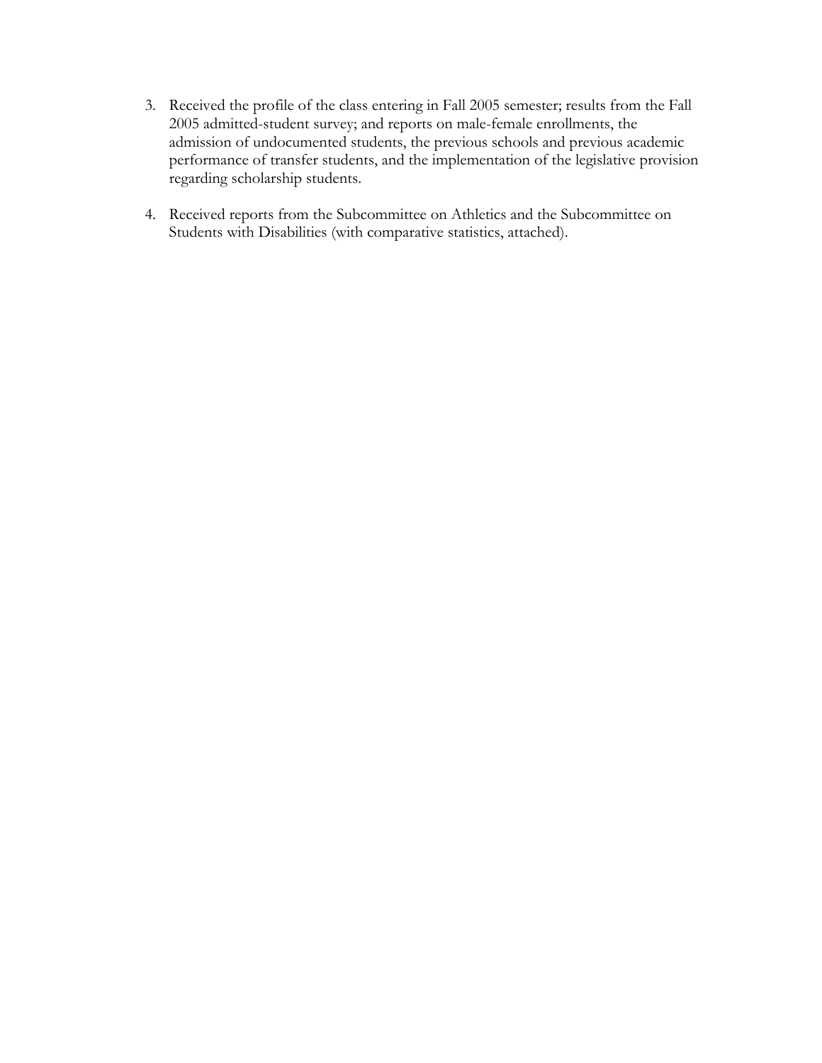3. Received the profile of the class entering in Fall 2005 semester; results from the Fall 2005 admitted-student survey; and reports on male-female enrollments, the admission of undocumented students, the previous schools and previous academic performance of transfer students, and the implementation of the legislative provision regarding scholarship students.

4. Received reports from the Subcommittee on Athletics and the Subcommittee on Students with Disabilities (with comparative statistics, attached).